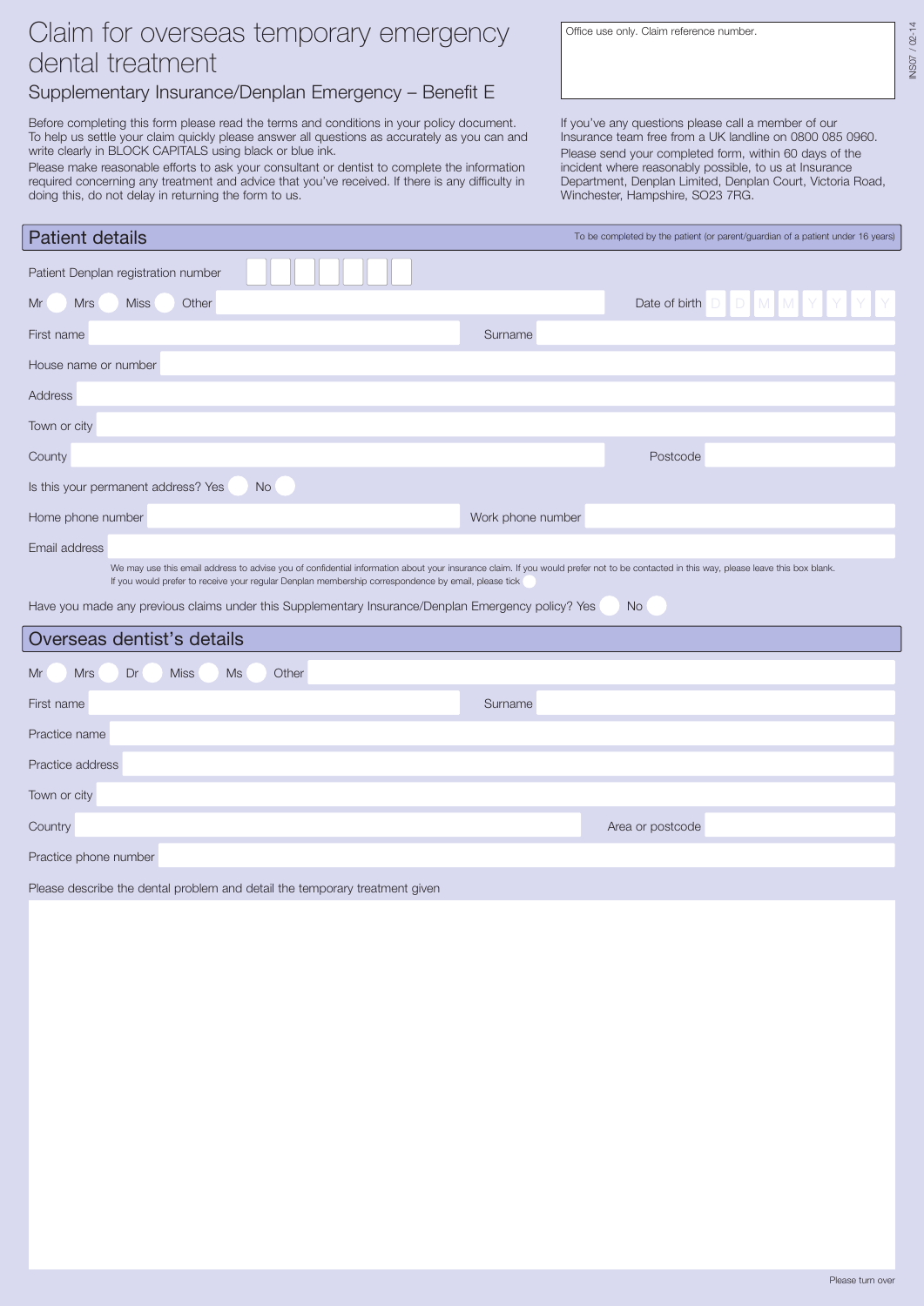# Claim for overseas temporary emergency dental treatment

## Supplementary Insurance/Denplan Emergency – Benefit E

Office use only. Claim reference number.

INS07 / 02-14

Before completing this form please read the terms and conditions in your policy document. To help us settle your claim quickly please answer all questions as accurately as you can and write clearly in BLOCK CAPITALS using black or blue ink.

Please make reasonable efforts to ask your consultant or dentist to complete the information required concerning any treatment and advice that you've received. If there is any difficulty in doing this, do not delay in returning the form to us.

If you've any questions please call a member of our Insurance team free from a UK landline on 0800 085 0960.

Please send your completed form, within 60 days of the incident where reasonably possible, to us at Insurance Department, Denplan Limited, Denplan Court, Victoria Road, Winchester, Hampshire, SO23 7RG.

## Patient details

To be completed by the patient (or parent/guardian of a patient under 16 years)

Patient Denplan registration number

Mr ○ Mrs ○ Miss ○ Other

Date of birth D D M M Y Y Y Y

First name

Surname

House name or number

Address

Town or city

County

Postcode

Is this your permanent address? Yes ○ No ○

Home phone number

Work phone number

Email address

We may use this email address to advise you of confidential information about your insurance claim. If you would prefer not to be contacted in this way, please leave this box blank.
If you would prefer to receive your regular Denplan membership correspondence by email, please tick ○

Have you made any previous claims under this Supplementary Insurance/Denplan Emergency policy? Yes ○ No ○

## Overseas dentist's details

Mr ○ Mrs ○ Dr ○ Miss ○ Ms ○ Other

First name

Surname

Practice name

Practice address

Town or city

Country

Area or postcode

Practice phone number

Please describe the dental problem and detail the temporary treatment given

Please turn over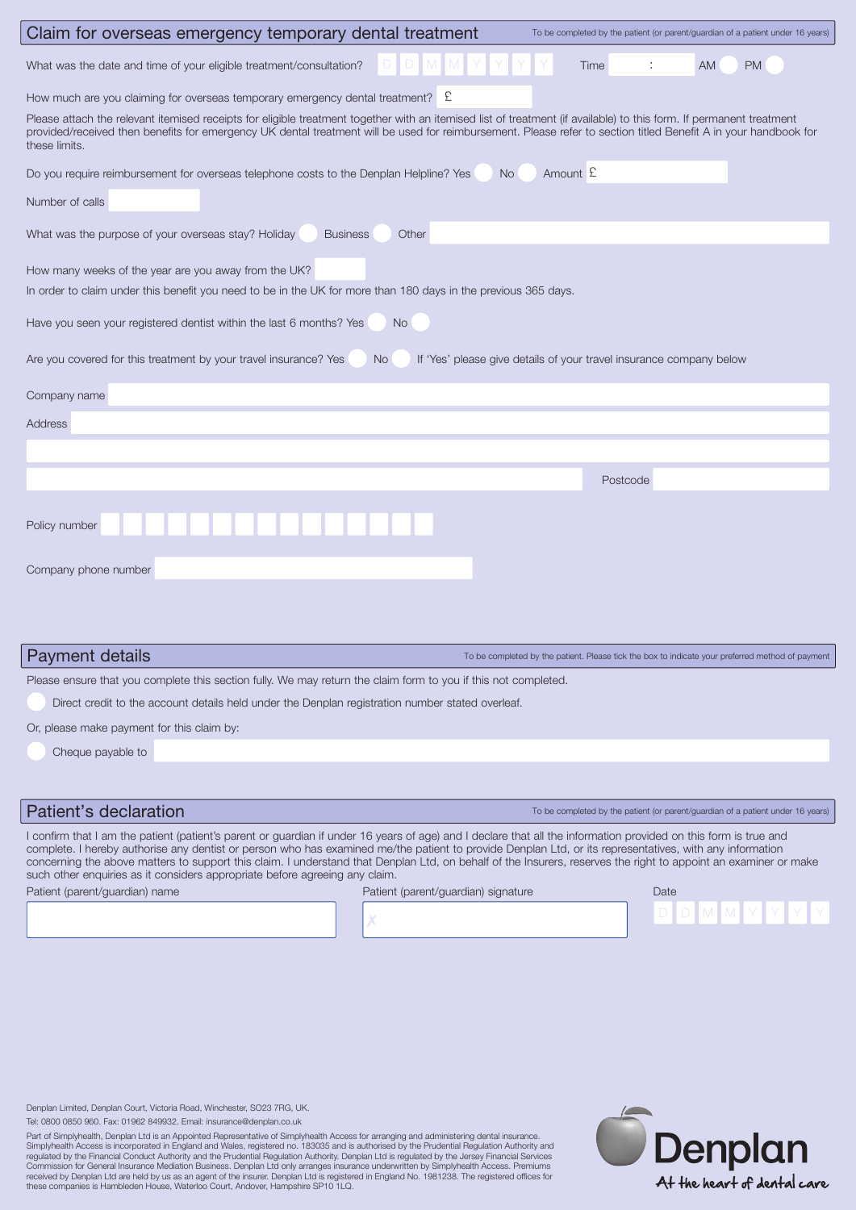## Claim for overseas emergency temporary dental treatment

To be completed by the patient (or parent/guardian of a patient under 16 years)

What was the date and time of your eligible treatment/consultation? D D M M Y Y Y Y Time : AM PM

How much are you claiming for overseas temporary emergency dental treatment? £

Please attach the relevant itemised receipts for eligible treatment together with an itemised list of treatment (if available) to this form. If permanent treatment provided/received then benefits for emergency UK dental treatment will be used for reimbursement. Please refer to section titled Benefit A in your handbook for these limits.

Do you require reimbursement for overseas telephone costs to the Denplan Helpline? Yes No Amount £

Number of calls

What was the purpose of your overseas stay? Holiday Business Other

How many weeks of the year are you away from the UK?

In order to claim under this benefit you need to be in the UK for more than 180 days in the previous 365 days.

Have you seen your registered dentist within the last 6 months? Yes No

Are you covered for this treatment by your travel insurance? Yes No If 'Yes' please give details of your travel insurance company below

Company name

Address

Postcode

Policy number

Company phone number

## Payment details

To be completed by the patient. Please tick the box to indicate your preferred method of payment

Please ensure that you complete this section fully. We may return the claim form to you if this not completed.

Direct credit to the account details held under the Denplan registration number stated overleaf.

Or, please make payment for this claim by:

Cheque payable to

## Patient's declaration

To be completed by the patient (or parent/guardian of a patient under 16 years)

I confirm that I am the patient (patient's parent or guardian if under 16 years of age) and I declare that all the information provided on this form is true and complete. I hereby authorise any dentist or person who has examined me/the patient to provide Denplan Ltd, or its representatives, with any information concerning the above matters to support this claim. I understand that Denplan Ltd, on behalf of the Insurers, reserves the right to appoint an examiner or make such other enquiries as it considers appropriate before agreeing any claim.

Patient (parent/guardian) name

Patient (parent/guardian) signature ✗

Date D D M M Y Y Y Y

Denplan Limited, Denplan Court, Victoria Road, Winchester, SO23 7RG, UK.
Tel: 0800 0850 960. Fax: 01962 849932. Email: insurance@denplan.co.uk

Part of Simplyhealth, Denplan Ltd is an Appointed Representative of Simplyhealth Access for arranging and administering dental insurance. Simplyhealth Access is incorporated in England and Wales, registered no. 183035 and is authorised by the Prudential Regulation Authority and regulated by the Financial Conduct Authority and the Prudential Regulation Authority. Denplan Ltd is regulated by the Jersey Financial Services Commission for General Insurance Mediation Business. Denplan Ltd only arranges insurance underwritten by Simplyhealth Access. Premiums received by Denplan Ltd are held by us as an agent of the insurer. Denplan Ltd is registered in England No. 1981238. The registered offices for these companies is Hambleden House, Waterloo Court, Andover, Hampshire SP10 1LQ.

Denplan
At the heart of dental care